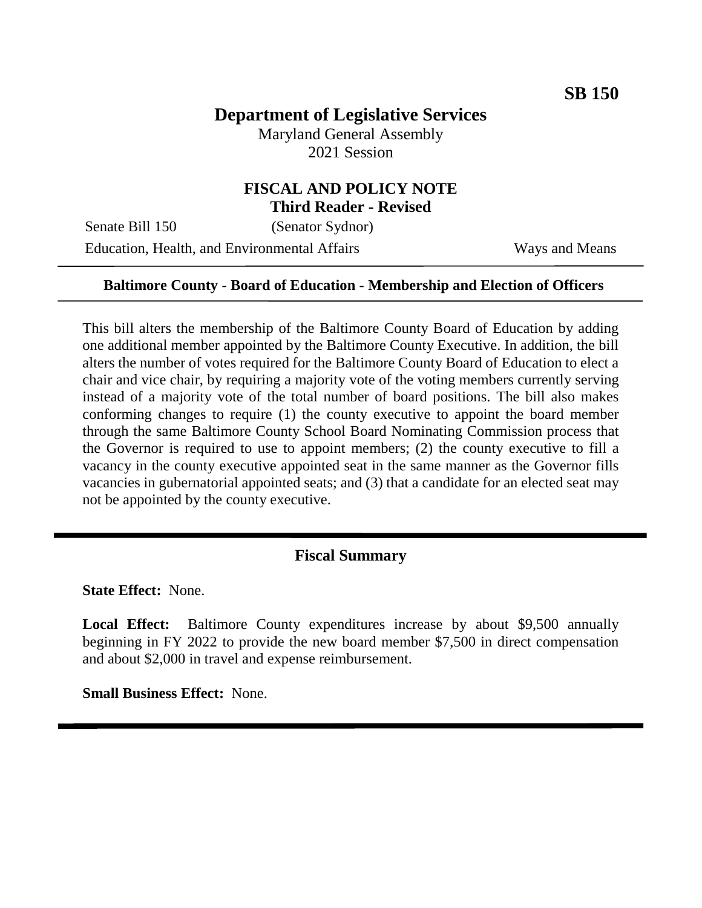**SB 150**

# Department of Legislative Services

Maryland General Assembly
2021 Session

## FISCAL AND POLICY NOTE
**Third Reader - Revised**

Senate Bill 150 (Senator Sydnor)

Education, Health, and Environmental Affairs Ways and Means

---

**Baltimore County - Board of Education - Membership and Election of Officers**

---

This bill alters the membership of the Baltimore County Board of Education by adding one additional member appointed by the Baltimore County Executive. In addition, the bill alters the number of votes required for the Baltimore County Board of Education to elect a chair and vice chair, by requiring a majority vote of the voting members currently serving instead of a majority vote of the total number of board positions. The bill also makes conforming changes to require (1) the county executive to appoint the board member through the same Baltimore County School Board Nominating Commission process that the Governor is required to use to appoint members; (2) the county executive to fill a vacancy in the county executive appointed seat in the same manner as the Governor fills vacancies in gubernatorial appointed seats; and (3) that a candidate for an elected seat may not be appointed by the county executive.

---

## Fiscal Summary

**State Effect:** None.

**Local Effect:** Baltimore County expenditures increase by about $9,500 annually beginning in FY 2022 to provide the new board member $7,500 in direct compensation and about $2,000 in travel and expense reimbursement.

**Small Business Effect:** None.

---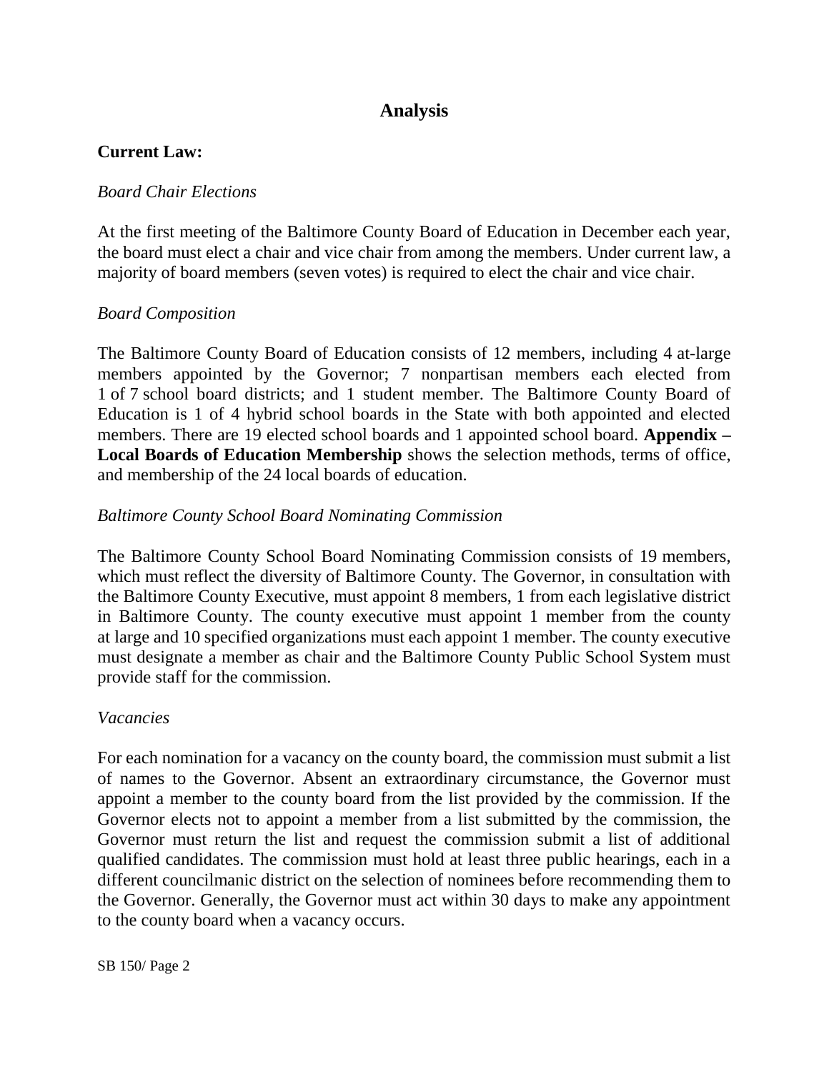## Analysis

**Current Law:**

*Board Chair Elections*

At the first meeting of the Baltimore County Board of Education in December each year, the board must elect a chair and vice chair from among the members. Under current law, a majority of board members (seven votes) is required to elect the chair and vice chair.

*Board Composition*

The Baltimore County Board of Education consists of 12 members, including 4 at-large members appointed by the Governor; 7 nonpartisan members each elected from 1 of 7 school board districts; and 1 student member. The Baltimore County Board of Education is 1 of 4 hybrid school boards in the State with both appointed and elected members. There are 19 elected school boards and 1 appointed school board. **Appendix – Local Boards of Education Membership** shows the selection methods, terms of office, and membership of the 24 local boards of education.

*Baltimore County School Board Nominating Commission*

The Baltimore County School Board Nominating Commission consists of 19 members, which must reflect the diversity of Baltimore County. The Governor, in consultation with the Baltimore County Executive, must appoint 8 members, 1 from each legislative district in Baltimore County. The county executive must appoint 1 member from the county at large and 10 specified organizations must each appoint 1 member. The county executive must designate a member as chair and the Baltimore County Public School System must provide staff for the commission.

*Vacancies*

For each nomination for a vacancy on the county board, the commission must submit a list of names to the Governor. Absent an extraordinary circumstance, the Governor must appoint a member to the county board from the list provided by the commission. If the Governor elects not to appoint a member from a list submitted by the commission, the Governor must return the list and request the commission submit a list of additional qualified candidates. The commission must hold at least three public hearings, each in a different councilmanic district on the selection of nominees before recommending them to the Governor. Generally, the Governor must act within 30 days to make any appointment to the county board when a vacancy occurs.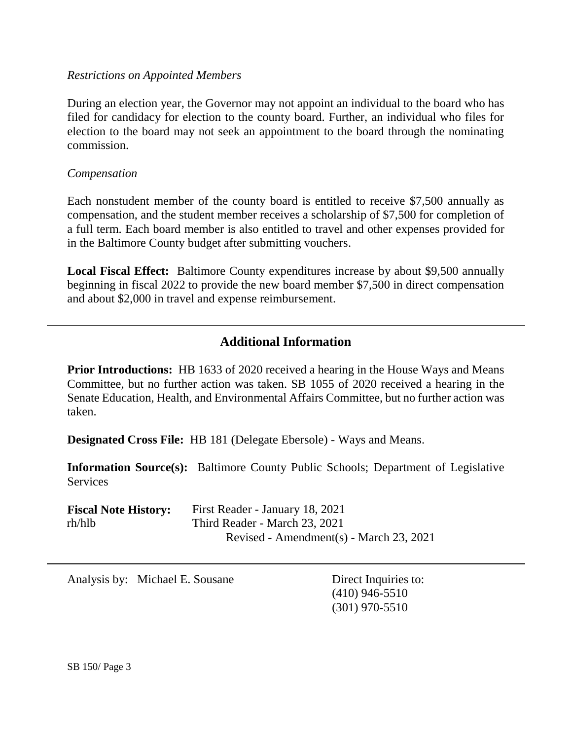*Restrictions on Appointed Members*

During an election year, the Governor may not appoint an individual to the board who has filed for candidacy for election to the county board. Further, an individual who files for election to the board may not seek an appointment to the board through the nominating commission.

*Compensation*

Each nonstudent member of the county board is entitled to receive $7,500 annually as compensation, and the student member receives a scholarship of $7,500 for completion of a full term. Each board member is also entitled to travel and other expenses provided for in the Baltimore County budget after submitting vouchers.

**Local Fiscal Effect:** Baltimore County expenditures increase by about $9,500 annually beginning in fiscal 2022 to provide the new board member $7,500 in direct compensation and about $2,000 in travel and expense reimbursement.

---

## Additional Information

**Prior Introductions:** HB 1633 of 2020 received a hearing in the House Ways and Means Committee, but no further action was taken. SB 1055 of 2020 received a hearing in the Senate Education, Health, and Environmental Affairs Committee, but no further action was taken.

**Designated Cross File:** HB 181 (Delegate Ebersole) - Ways and Means.

**Information Source(s):** Baltimore County Public Schools; Department of Legislative Services

**Fiscal Note History:** First Reader - January 18, 2021
rh/hlb Third Reader - March 23, 2021
Revised - Amendment(s) - March 23, 2021

---

Analysis by: Michael E. Sousane

Direct Inquiries to:
(410) 946-5510
(301) 970-5510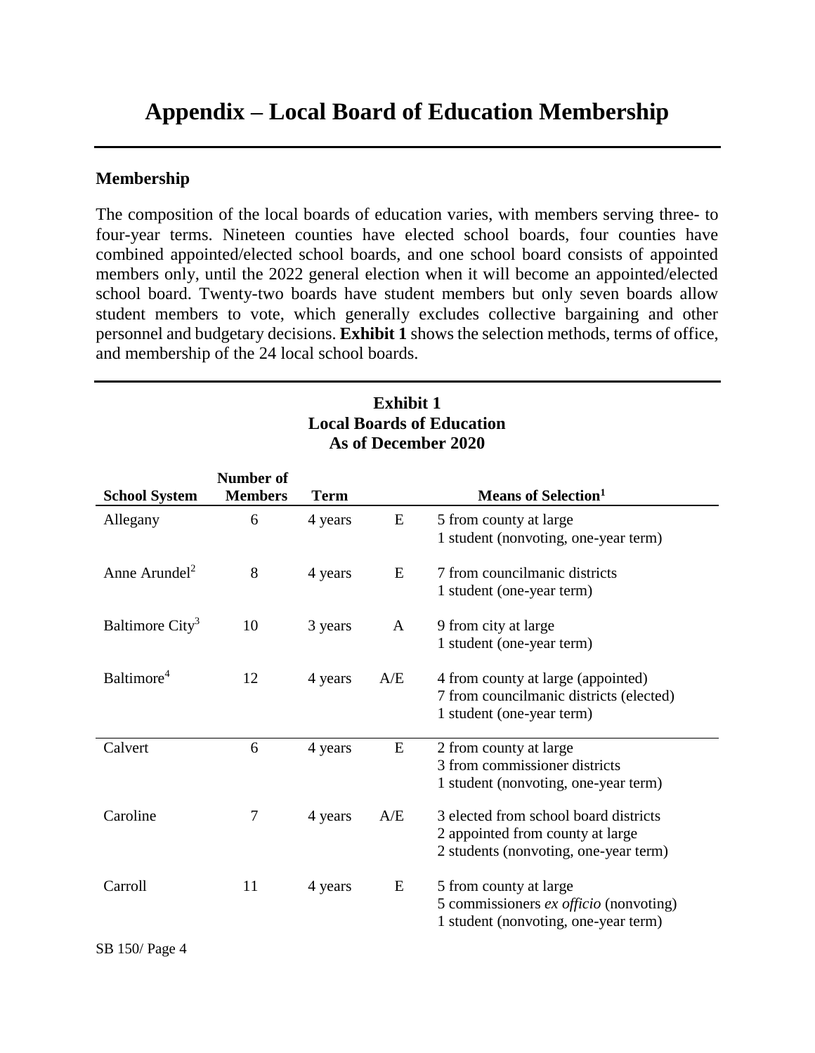# Appendix – Local Board of Education Membership

## Membership

The composition of the local boards of education varies, with members serving three- to four-year terms. Nineteen counties have elected school boards, four counties have combined appointed/elected school boards, and one school board consists of appointed members only, until the 2022 general election when it will become an appointed/elected school board. Twenty-two boards have student members but only seven boards allow student members to vote, which generally excludes collective bargaining and other personnel and budgetary decisions. **Exhibit 1** shows the selection methods, terms of office, and membership of the 24 local school boards.

**Exhibit 1**
**Local Boards of Education**
**As of December 2020**

| School System | Number of Members | Term | | Means of Selection[1] |
|---|---|---|---|---|
| Allegany | 6 | 4 years | E | 5 from county at large<br>1 student (nonvoting, one-year term) |
| Anne Arundel[2] | 8 | 4 years | E | 7 from councilmanic districts<br>1 student (one-year term) |
| Baltimore City[3] | 10 | 3 years | A | 9 from city at large<br>1 student (one-year term) |
| Baltimore[4] | 12 | 4 years | A/E | 4 from county at large (appointed)<br>7 from councilmanic districts (elected)<br>1 student (one-year term) |
| Calvert | 6 | 4 years | E | 2 from county at large<br>3 from commissioner districts<br>1 student (nonvoting, one-year term) |
| Caroline | 7 | 4 years | A/E | 3 elected from school board districts<br>2 appointed from county at large<br>2 students (nonvoting, one-year term) |
| Carroll | 11 | 4 years | E | 5 from county at large<br>5 commissioners *ex officio* (nonvoting)<br>1 student (nonvoting, one-year term) |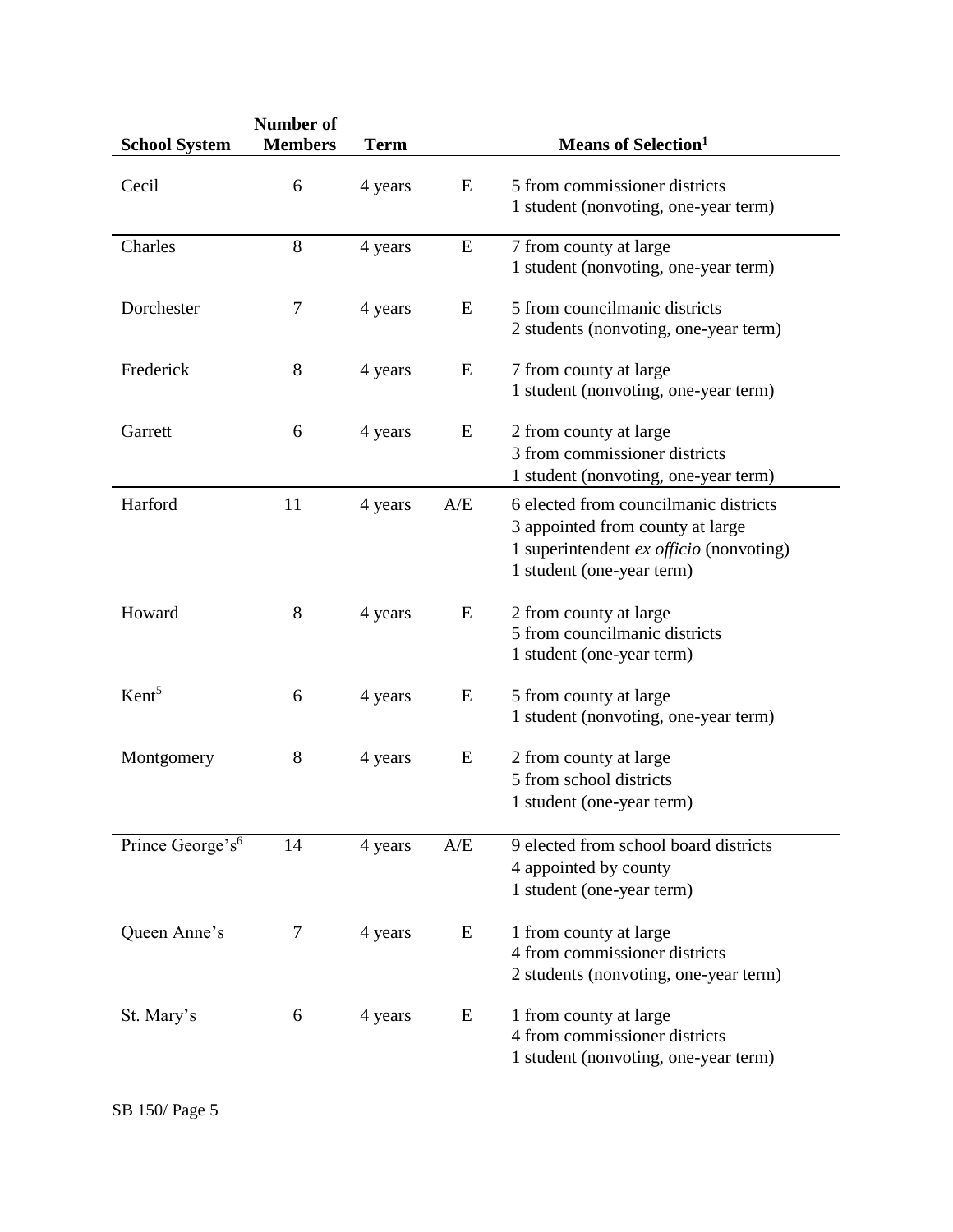| School System | Number of Members | Term | | Means of Selection[1] |
|---|---|---|---|---|
| Cecil | 6 | 4 years | E | 5 from commissioner districts<br>1 student (nonvoting, one-year term) |
| Charles | 8 | 4 years | E | 7 from county at large<br>1 student (nonvoting, one-year term) |
| Dorchester | 7 | 4 years | E | 5 from councilmanic districts<br>2 students (nonvoting, one-year term) |
| Frederick | 8 | 4 years | E | 7 from county at large<br>1 student (nonvoting, one-year term) |
| Garrett | 6 | 4 years | E | 2 from county at large<br>3 from commissioner districts<br>1 student (nonvoting, one-year term) |
| Harford | 11 | 4 years | A/E | 6 elected from councilmanic districts<br>3 appointed from county at large<br>1 superintendent *ex officio* (nonvoting)<br>1 student (one-year term) |
| Howard | 8 | 4 years | E | 2 from county at large<br>5 from councilmanic districts<br>1 student (one-year term) |
| Kent[5] | 6 | 4 years | E | 5 from county at large<br>1 student (nonvoting, one-year term) |
| Montgomery | 8 | 4 years | E | 2 from county at large<br>5 from school districts<br>1 student (one-year term) |
| Prince George's[6] | 14 | 4 years | A/E | 9 elected from school board districts<br>4 appointed by county<br>1 student (one-year term) |
| Queen Anne's | 7 | 4 years | E | 1 from county at large<br>4 from commissioner districts<br>2 students (nonvoting, one-year term) |
| St. Mary's | 6 | 4 years | E | 1 from county at large<br>4 from commissioner districts<br>1 student (nonvoting, one-year term) |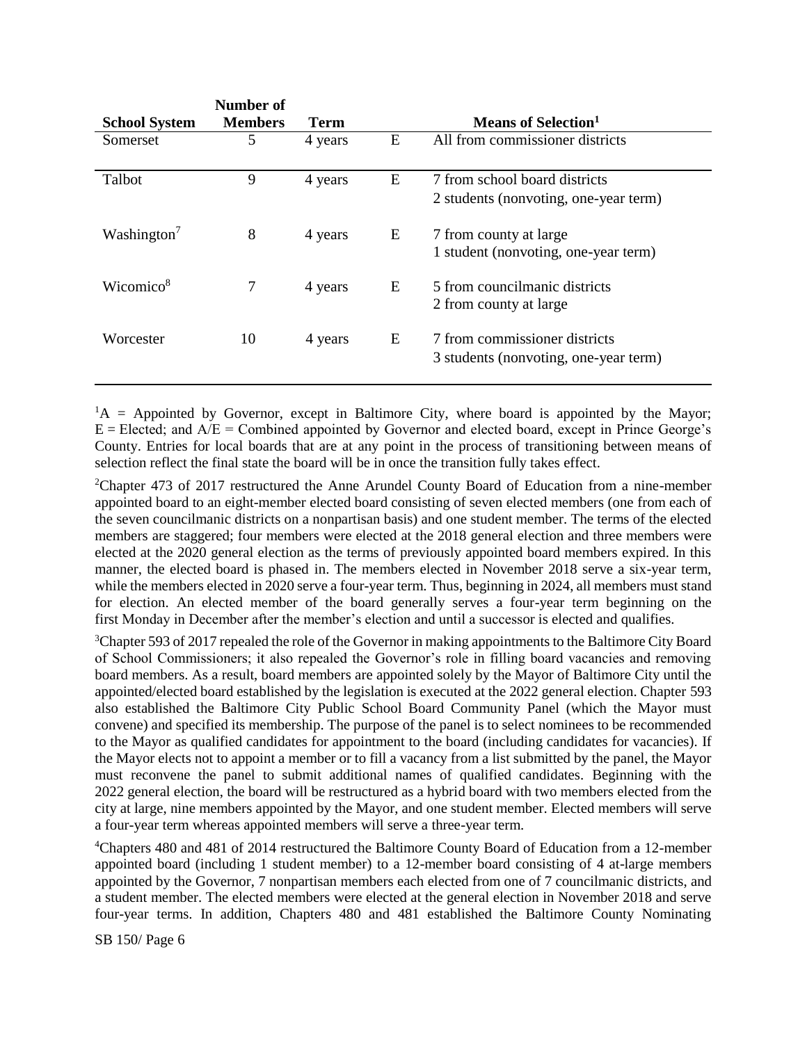| School System | Number of Members | Term | | Means of Selection[1] |
|---|---|---|---|---|
| Somerset | 5 | 4 years | E | All from commissioner districts |
| Talbot | 9 | 4 years | E | 7 from school board districts<br>2 students (nonvoting, one-year term) |
| Washington[7] | 8 | 4 years | E | 7 from county at large<br>1 student (nonvoting, one-year term) |
| Wicomico[8] | 7 | 4 years | E | 5 from councilmanic districts<br>2 from county at large |
| Worcester | 10 | 4 years | E | 7 from commissioner districts<br>3 students (nonvoting, one-year term) |

[1]A = Appointed by Governor, except in Baltimore City, where board is appointed by the Mayor; E = Elected; and A/E = Combined appointed by Governor and elected board, except in Prince George's County. Entries for local boards that are at any point in the process of transitioning between means of selection reflect the final state the board will be in once the transition fully takes effect.

[2]Chapter 473 of 2017 restructured the Anne Arundel County Board of Education from a nine-member appointed board to an eight-member elected board consisting of seven elected members (one from each of the seven councilmanic districts on a nonpartisan basis) and one student member. The terms of the elected members are staggered; four members were elected at the 2018 general election and three members were elected at the 2020 general election as the terms of previously appointed board members expired. In this manner, the elected board is phased in. The members elected in November 2018 serve a six-year term, while the members elected in 2020 serve a four-year term. Thus, beginning in 2024, all members must stand for election. An elected member of the board generally serves a four-year term beginning on the first Monday in December after the member's election and until a successor is elected and qualifies.

[3]Chapter 593 of 2017 repealed the role of the Governor in making appointments to the Baltimore City Board of School Commissioners; it also repealed the Governor's role in filling board vacancies and removing board members. As a result, board members are appointed solely by the Mayor of Baltimore City until the appointed/elected board established by the legislation is executed at the 2022 general election. Chapter 593 also established the Baltimore City Public School Board Community Panel (which the Mayor must convene) and specified its membership. The purpose of the panel is to select nominees to be recommended to the Mayor as qualified candidates for appointment to the board (including candidates for vacancies). If the Mayor elects not to appoint a member or to fill a vacancy from a list submitted by the panel, the Mayor must reconvene the panel to submit additional names of qualified candidates. Beginning with the 2022 general election, the board will be restructured as a hybrid board with two members elected from the city at large, nine members appointed by the Mayor, and one student member. Elected members will serve a four-year term whereas appointed members will serve a three-year term.

[4]Chapters 480 and 481 of 2014 restructured the Baltimore County Board of Education from a 12-member appointed board (including 1 student member) to a 12-member board consisting of 4 at-large members appointed by the Governor, 7 nonpartisan members each elected from one of 7 councilmanic districts, and a student member. The elected members were elected at the general election in November 2018 and serve four-year terms. In addition, Chapters 480 and 481 established the Baltimore County Nominating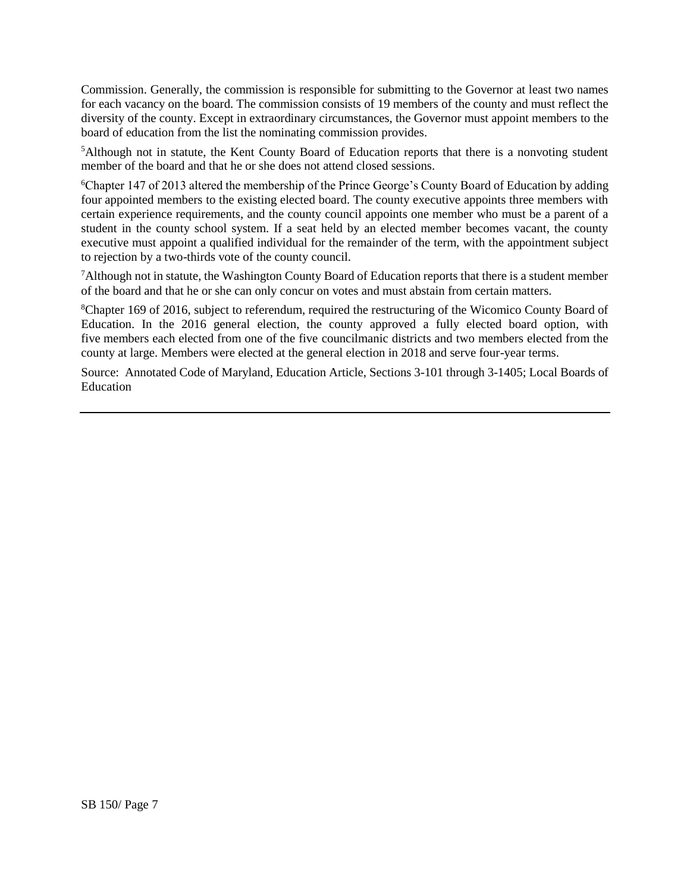Commission. Generally, the commission is responsible for submitting to the Governor at least two names for each vacancy on the board. The commission consists of 19 members of the county and must reflect the diversity of the county. Except in extraordinary circumstances, the Governor must appoint members to the board of education from the list the nominating commission provides.

[5]Although not in statute, the Kent County Board of Education reports that there is a nonvoting student member of the board and that he or she does not attend closed sessions.

[6]Chapter 147 of 2013 altered the membership of the Prince George's County Board of Education by adding four appointed members to the existing elected board. The county executive appoints three members with certain experience requirements, and the county council appoints one member who must be a parent of a student in the county school system. If a seat held by an elected member becomes vacant, the county executive must appoint a qualified individual for the remainder of the term, with the appointment subject to rejection by a two-thirds vote of the county council.

[7]Although not in statute, the Washington County Board of Education reports that there is a student member of the board and that he or she can only concur on votes and must abstain from certain matters.

[8]Chapter 169 of 2016, subject to referendum, required the restructuring of the Wicomico County Board of Education. In the 2016 general election, the county approved a fully elected board option, with five members each elected from one of the five councilmanic districts and two members elected from the county at large. Members were elected at the general election in 2018 and serve four-year terms.

Source: Annotated Code of Maryland, Education Article, Sections 3-101 through 3-1405; Local Boards of Education